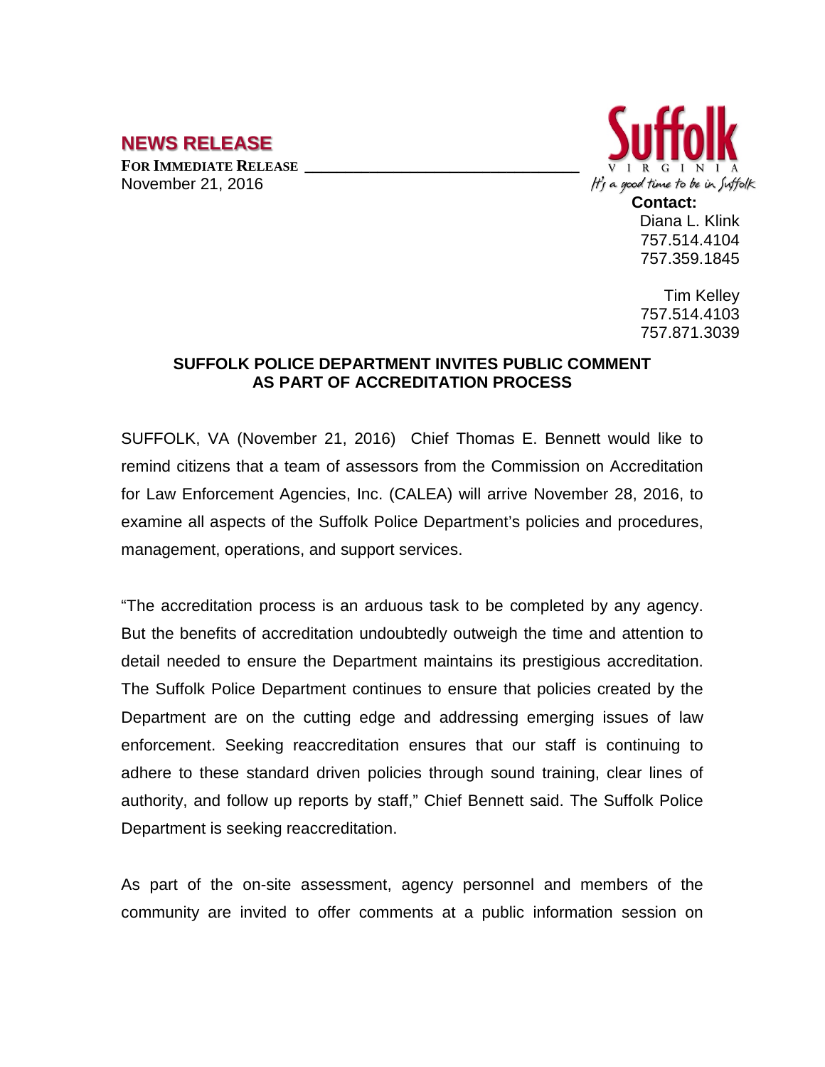# NEWS RELEASE

**FOR IMMEDIATE RELEASE**

November 21, 2016

Suffolk
VIRGINIA
It's a good time to be in Suffolk

**Contact:**
Diana L. Klink
757.514.4104
757.359.1845

Tim Kelley
757.514.4103
757.871.3039

## SUFFOLK POLICE DEPARTMENT INVITES PUBLIC COMMENT AS PART OF ACCREDITATION PROCESS

SUFFOLK, VA (November 21, 2016) Chief Thomas E. Bennett would like to remind citizens that a team of assessors from the Commission on Accreditation for Law Enforcement Agencies, Inc. (CALEA) will arrive November 28, 2016, to examine all aspects of the Suffolk Police Department's policies and procedures, management, operations, and support services.

"The accreditation process is an arduous task to be completed by any agency. But the benefits of accreditation undoubtedly outweigh the time and attention to detail needed to ensure the Department maintains its prestigious accreditation. The Suffolk Police Department continues to ensure that policies created by the Department are on the cutting edge and addressing emerging issues of law enforcement. Seeking reaccreditation ensures that our staff is continuing to adhere to these standard driven policies through sound training, clear lines of authority, and follow up reports by staff," Chief Bennett said. The Suffolk Police Department is seeking reaccreditation.

As part of the on-site assessment, agency personnel and members of the community are invited to offer comments at a public information session on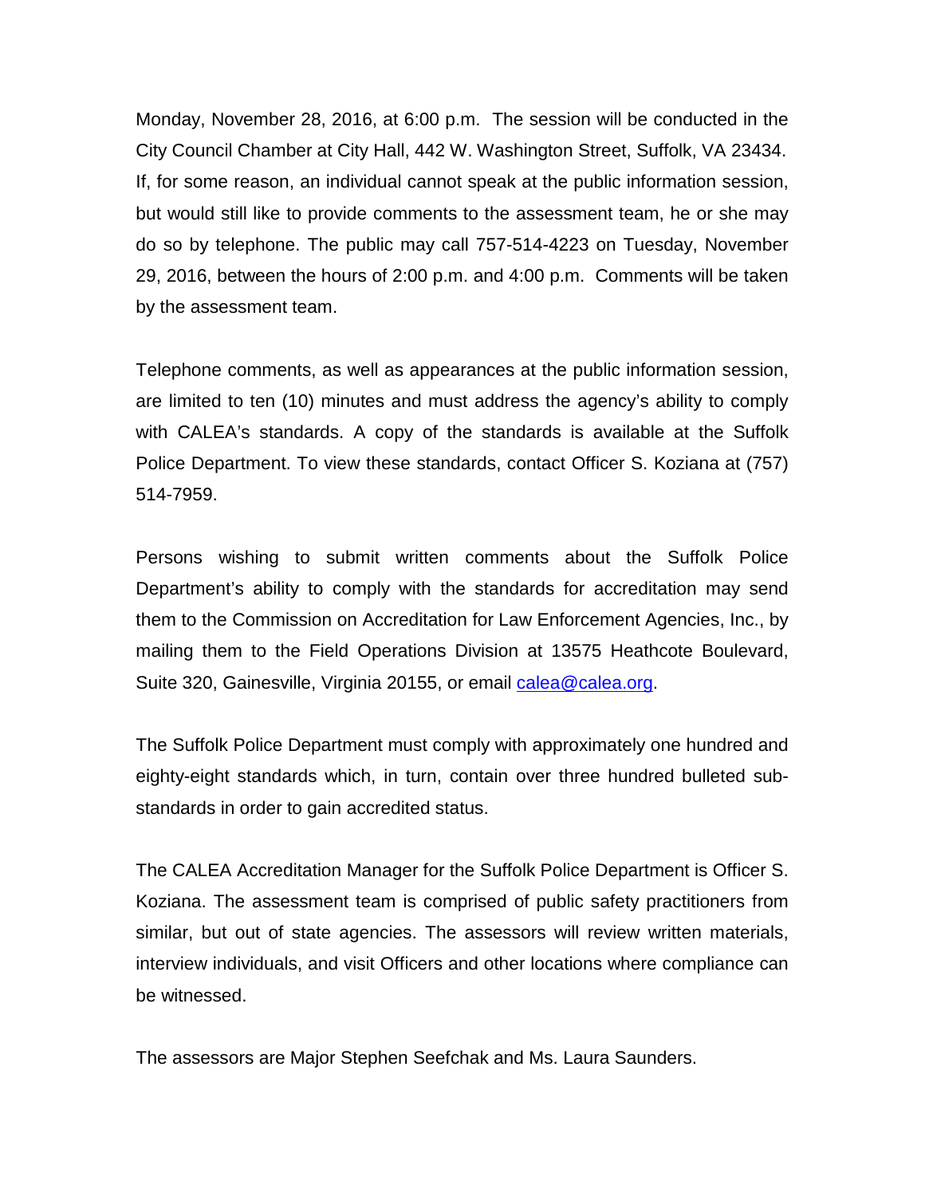Monday, November 28, 2016, at 6:00 p.m. The session will be conducted in the City Council Chamber at City Hall, 442 W. Washington Street, Suffolk, VA 23434. If, for some reason, an individual cannot speak at the public information session, but would still like to provide comments to the assessment team, he or she may do so by telephone. The public may call 757-514-4223 on Tuesday, November 29, 2016, between the hours of 2:00 p.m. and 4:00 p.m. Comments will be taken by the assessment team.

Telephone comments, as well as appearances at the public information session, are limited to ten (10) minutes and must address the agency's ability to comply with CALEA's standards. A copy of the standards is available at the Suffolk Police Department. To view these standards, contact Officer S. Koziana at (757) 514-7959.

Persons wishing to submit written comments about the Suffolk Police Department's ability to comply with the standards for accreditation may send them to the Commission on Accreditation for Law Enforcement Agencies, Inc., by mailing them to the Field Operations Division at 13575 Heathcote Boulevard, Suite 320, Gainesville, Virginia 20155, or email calea@calea.org.

The Suffolk Police Department must comply with approximately one hundred and eighty-eight standards which, in turn, contain over three hundred bulleted sub-standards in order to gain accredited status.

The CALEA Accreditation Manager for the Suffolk Police Department is Officer S. Koziana. The assessment team is comprised of public safety practitioners from similar, but out of state agencies. The assessors will review written materials, interview individuals, and visit Officers and other locations where compliance can be witnessed.

The assessors are Major Stephen Seefchak and Ms. Laura Saunders.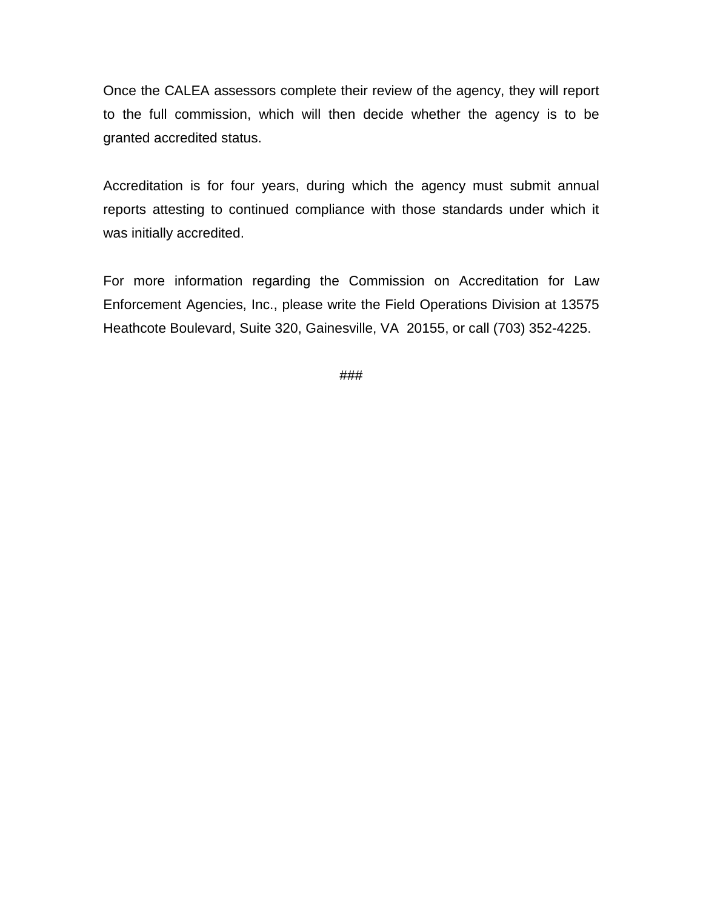Once the CALEA assessors complete their review of the agency, they will report to the full commission, which will then decide whether the agency is to be granted accredited status.

Accreditation is for four years, during which the agency must submit annual reports attesting to continued compliance with those standards under which it was initially accredited.

For more information regarding the Commission on Accreditation for Law Enforcement Agencies, Inc., please write the Field Operations Division at 13575 Heathcote Boulevard, Suite 320, Gainesville, VA  20155, or call (703) 352-4225.

###